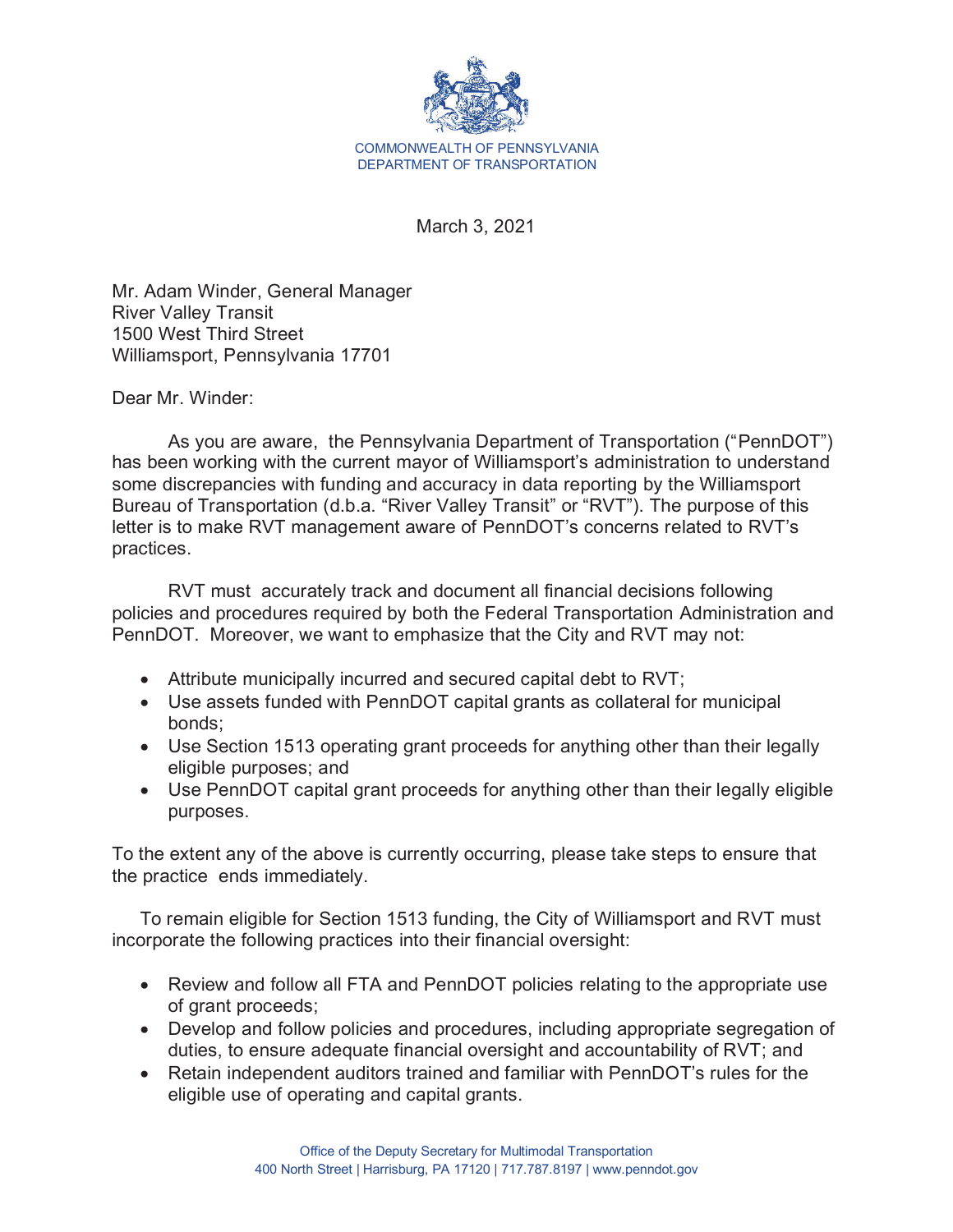COMMONWEALTH OF PENNSYLVANIA
DEPARTMENT OF TRANSPORTATION

March 3, 2021

Mr. Adam Winder, General Manager
River Valley Transit
1500 West Third Street
Williamsport, Pennsylvania 17701

Dear Mr. Winder:

As you are aware, the Pennsylvania Department of Transportation ("PennDOT") has been working with the current mayor of Williamsport's administration to understand some discrepancies with funding and accuracy in data reporting by the Williamsport Bureau of Transportation (d.b.a. "River Valley Transit" or "RVT"). The purpose of this letter is to make RVT management aware of PennDOT's concerns related to RVT's practices.

RVT must accurately track and document all financial decisions following policies and procedures required by both the Federal Transportation Administration and PennDOT. Moreover, we want to emphasize that the City and RVT may not:

- Attribute municipally incurred and secured capital debt to RVT;
- Use assets funded with PennDOT capital grants as collateral for municipal bonds;
- Use Section 1513 operating grant proceeds for anything other than their legally eligible purposes; and
- Use PennDOT capital grant proceeds for anything other than their legally eligible purposes.

To the extent any of the above is currently occurring, please take steps to ensure that the practice ends immediately.

To remain eligible for Section 1513 funding, the City of Williamsport and RVT must incorporate the following practices into their financial oversight:

- Review and follow all FTA and PennDOT policies relating to the appropriate use of grant proceeds;
- Develop and follow policies and procedures, including appropriate segregation of duties, to ensure adequate financial oversight and accountability of RVT; and
- Retain independent auditors trained and familiar with PennDOT's rules for the eligible use of operating and capital grants.

Office of the Deputy Secretary for Multimodal Transportation
400 North Street | Harrisburg, PA 17120 | 717.787.8197 | www.penndot.gov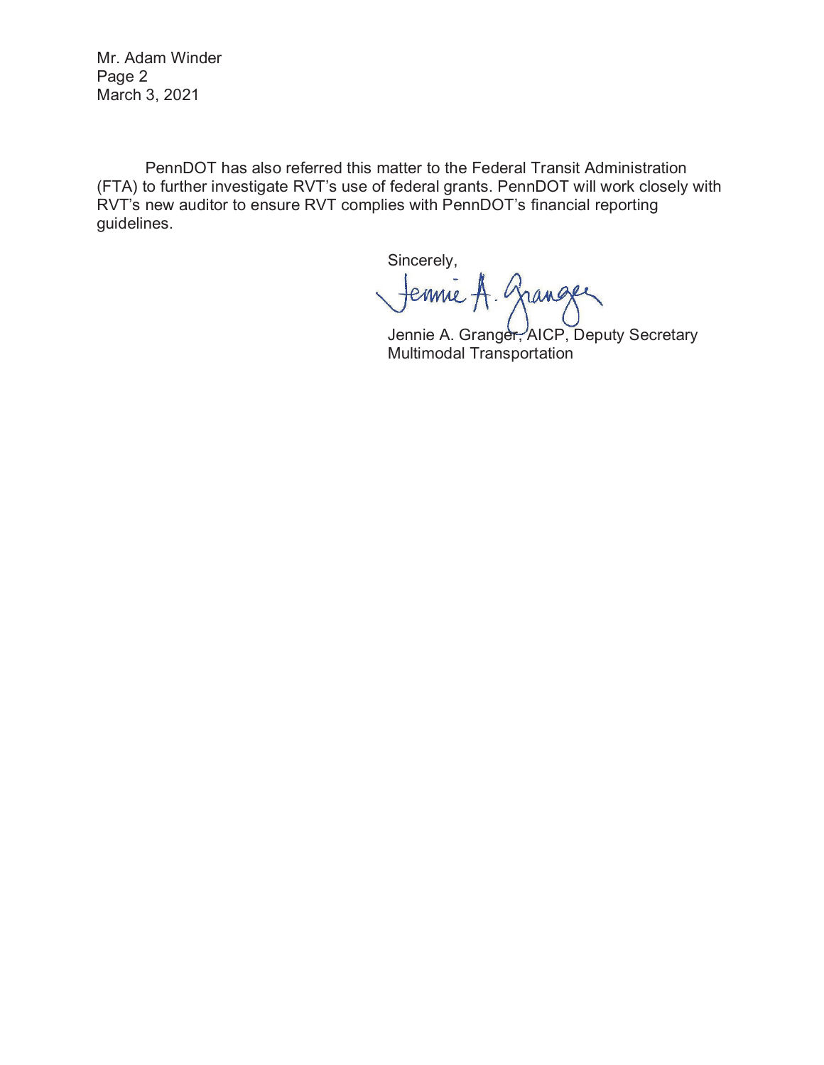Mr. Adam Winder
Page 2
March 3, 2021

PennDOT has also referred this matter to the Federal Transit Administration (FTA) to further investigate RVT's use of federal grants. PennDOT will work closely with RVT's new auditor to ensure RVT complies with PennDOT's financial reporting guidelines.

Sincerely,

Jennie A. Granger, AICP, Deputy Secretary
Multimodal Transportation